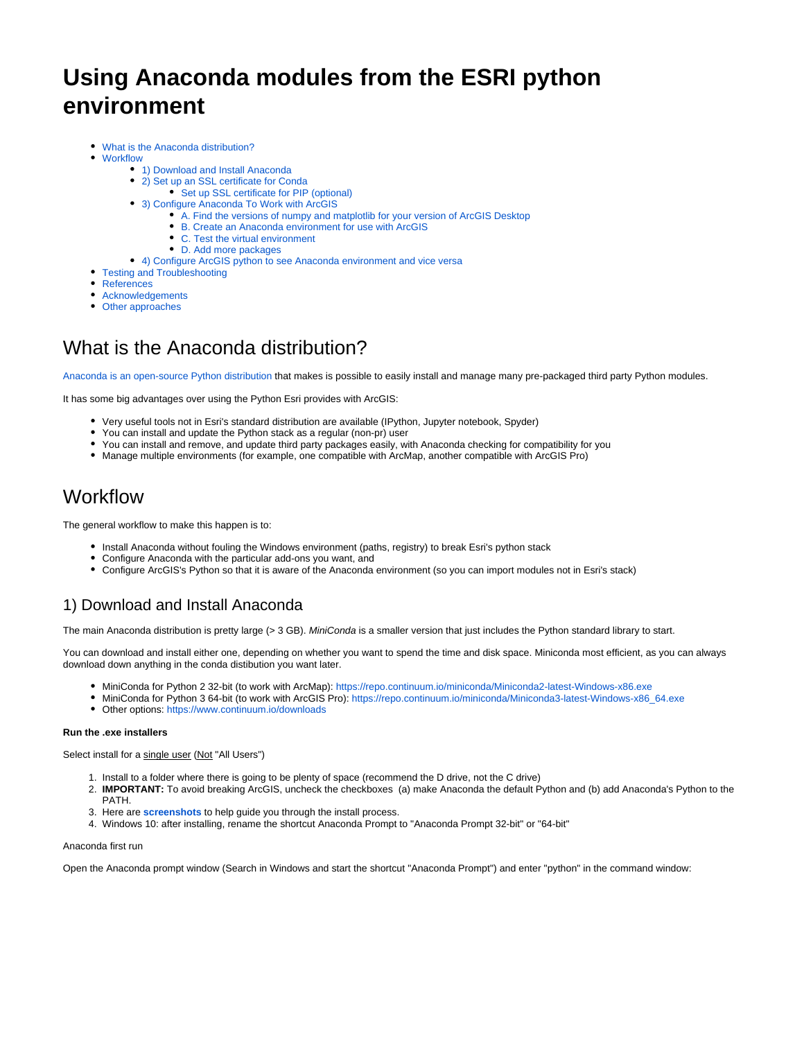# Using Anaconda modules from the ESRI python environment

- What is the Anaconda distribution?
- Workflow
  - 1) Download and Install Anaconda
  - 2) Set up an SSL certificate for Conda
    - Set up SSL certificate for PIP (optional)
  - 3) Configure Anaconda To Work with ArcGIS
    - A. Find the versions of numpy and matplotlib for your version of ArcGIS Desktop
    - B. Create an Anaconda environment for use with ArcGIS
    - C. Test the virtual environment
    - D. Add more packages
  - 4) Configure ArcGIS python to see Anaconda environment and vice versa
- Testing and Troubleshooting
- References
- Acknowledgements
- Other approaches

## What is the Anaconda distribution?

Anaconda is an open-source Python distribution that makes is possible to easily install and manage many pre-packaged third party Python modules.

It has some big advantages over using the Python Esri provides with ArcGIS:

- Very useful tools not in Esri's standard distribution are available (IPython, Jupyter notebook, Spyder)
- You can install and update the Python stack as a regular (non-pr) user
- You can install and remove, and update third party packages easily, with Anaconda checking for compatibility for you
- Manage multiple environments (for example, one compatible with ArcMap, another compatible with ArcGIS Pro)

## Workflow

The general workflow to make this happen is to:

- Install Anaconda without fouling the Windows environment (paths, registry) to break Esri's python stack
- Configure Anaconda with the particular add-ons you want, and
- Configure ArcGIS's Python so that it is aware of the Anaconda environment (so you can import modules not in Esri's stack)

### 1) Download and Install Anaconda

The main Anaconda distribution is pretty large (> 3 GB). *MiniConda* is a smaller version that just includes the Python standard library to start.

You can download and install either one, depending on whether you want to spend the time and disk space. Miniconda most efficient, as you can always download down anything in the conda distibution you want later.

- MiniConda for Python 2 32-bit (to work with ArcMap): https://repo.continuum.io/miniconda/Miniconda2-latest-Windows-x86.exe
- MiniConda for Python 3 64-bit (to work with ArcGIS Pro): https://repo.continuum.io/miniconda/Miniconda3-latest-Windows-x86_64.exe
- Other options: https://www.continuum.io/downloads

**Run the .exe installers**

Select install for a single user (Not "All Users")

1. Install to a folder where there is going to be plenty of space (recommend the D drive, not the C drive)
2. **IMPORTANT:** To avoid breaking ArcGIS, uncheck the checkboxes (a) make Anaconda the default Python and (b) add Anaconda's Python to the PATH.
3. Here are **screenshots** to help guide you through the install process.
4. Windows 10: after installing, rename the shortcut Anaconda Prompt to "Anaconda Prompt 32-bit" or "64-bit"

Anaconda first run

Open the Anaconda prompt window (Search in Windows and start the shortcut "Anaconda Prompt") and enter "python" in the command window: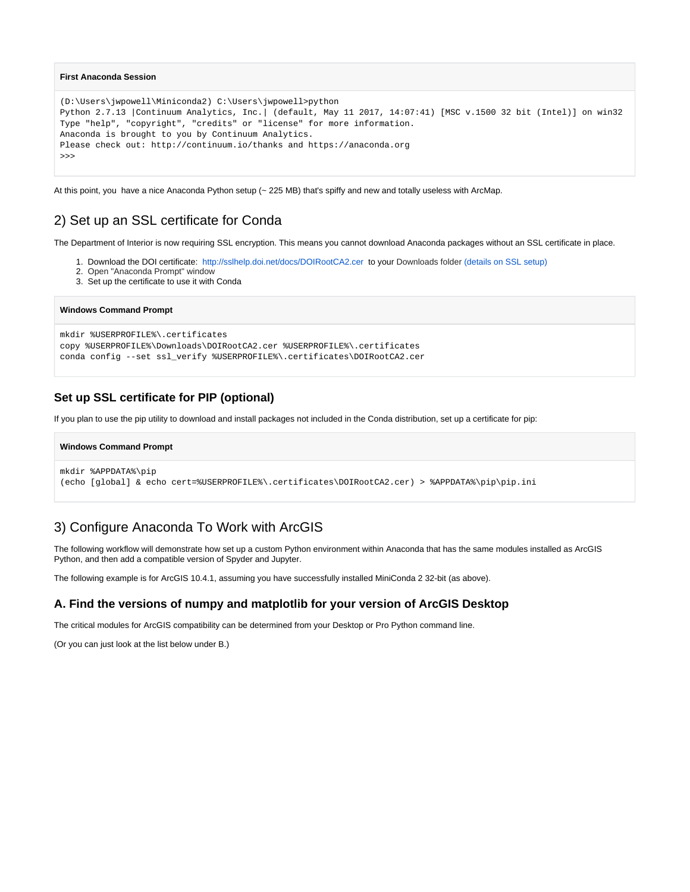**First Anaconda Session**

```
(D:\Users\jwpowell\Miniconda2) C:\Users\jwpowell>python
Python 2.7.13 |Continuum Analytics, Inc.| (default, May 11 2017, 14:07:41) [MSC v.1500 32 bit (Intel)] on win32
Type "help", "copyright", "credits" or "license" for more information.
Anaconda is brought to you by Continuum Analytics.
Please check out: http://continuum.io/thanks and https://anaconda.org
>>>
```

At this point, you have a nice Anaconda Python setup (~ 225 MB) that's spiffy and new and totally useless with ArcMap.

## 2) Set up an SSL certificate for Conda

The Department of Interior is now requiring SSL encryption. This means you cannot download Anaconda packages without an SSL certificate in place.

1. Download the DOI certificate: http://sslhelp.doi.net/docs/DOIRootCA2.cer to your Downloads folder (details on SSL setup)
2. Open "Anaconda Prompt" window
3. Set up the certificate to use it with Conda

**Windows Command Prompt**

```
mkdir %USERPROFILE%\.certificates
copy %USERPROFILE%\Downloads\DOIRootCA2.cer %USERPROFILE%\.certificates
conda config --set ssl_verify %USERPROFILE%\.certificates\DOIRootCA2.cer
```

### Set up SSL certificate for PIP (optional)

If you plan to use the pip utility to download and install packages not included in the Conda distribution, set up a certificate for pip:

**Windows Command Prompt**

```
mkdir %APPDATA%\pip
(echo [global] & echo cert=%USERPROFILE%\.certificates\DOIRootCA2.cer) > %APPDATA%\pip\pip.ini
```

## 3) Configure Anaconda To Work with ArcGIS

The following workflow will demonstrate how set up a custom Python environment within Anaconda that has the same modules installed as ArcGIS Python, and then add a compatible version of Spyder and Jupyter.

The following example is for ArcGIS 10.4.1, assuming you have successfully installed MiniConda 2 32-bit (as above).

### A. Find the versions of numpy and matplotlib for your version of ArcGIS Desktop

The critical modules for ArcGIS compatibility can be determined from your Desktop or Pro Python command line.

(Or you can just look at the list below under B.)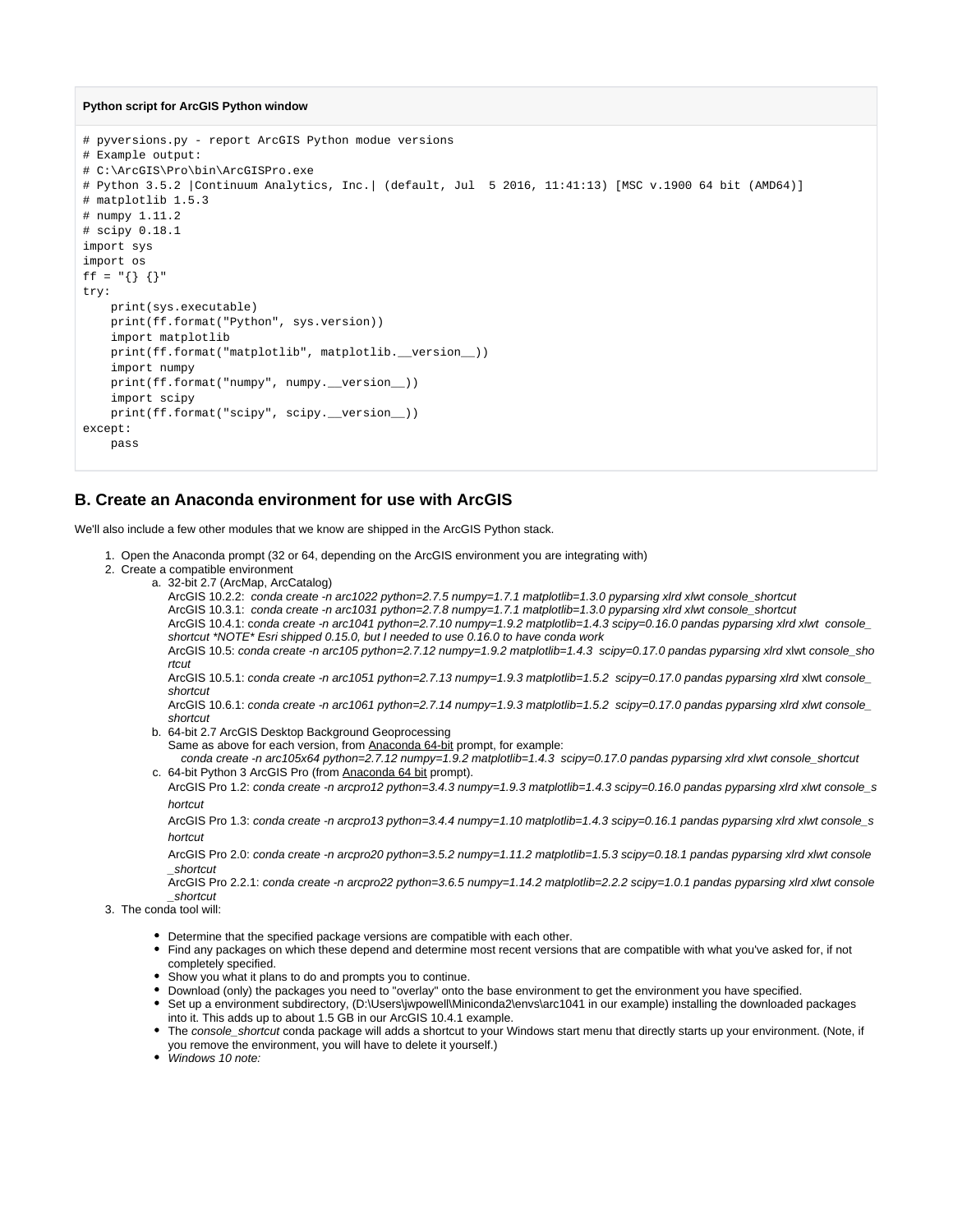**Python script for ArcGIS Python window**

```
# pyversions.py - report ArcGIS Python modue versions
# Example output:
# C:\ArcGIS\Pro\bin\ArcGISPro.exe
# Python 3.5.2 |Continuum Analytics, Inc.| (default, Jul  5 2016, 11:41:13) [MSC v.1900 64 bit (AMD64)]
# matplotlib 1.5.3
# numpy 1.11.2
# scipy 0.18.1
import sys
import os
ff = "{} {}"
try:
    print(sys.executable)
    print(ff.format("Python", sys.version))
    import matplotlib
    print(ff.format("matplotlib", matplotlib.__version__))
    import numpy
    print(ff.format("numpy", numpy.__version__))
    import scipy
    print(ff.format("scipy", scipy.__version__))
except:
    pass
```

## B. Create an Anaconda environment for use with ArcGIS

We'll also include a few other modules that we know are shipped in the ArcGIS Python stack.

1. Open the Anaconda prompt (32 or 64, depending on the ArcGIS environment you are integrating with)
2. Create a compatible environment
   a. 32-bit 2.7 (ArcMap, ArcCatalog)
      ArcGIS 10.2.2: *conda create -n arc1022 python=2.7.5 numpy=1.7.1 matplotlib=1.3.0 pyparsing xlrd xlwt console_shortcut*
      ArcGIS 10.3.1: *conda create -n arc1031 python=2.7.8 numpy=1.7.1 matplotlib=1.3.0 pyparsing xlrd xlwt console_shortcut*
      ArcGIS 10.4.1: *conda create -n arc1041 python=2.7.10 numpy=1.9.2 matplotlib=1.4.3 scipy=0.16.0 pandas pyparsing xlrd xlwt console_shortcut *NOTE* Esri shipped 0.15.0, but I needed to use 0.16.0 to have conda work*
      ArcGIS 10.5: *conda create -n arc105 python=2.7.12 numpy=1.9.2 matplotlib=1.4.3 scipy=0.17.0 pandas pyparsing xlrd* xlwt *console_shortcut*
      ArcGIS 10.5.1: *conda create -n arc1051 python=2.7.13 numpy=1.9.3 matplotlib=1.5.2 scipy=0.17.0 pandas pyparsing xlrd* xlwt *console_shortcut*
      ArcGIS 10.6.1: *conda create -n arc1061 python=2.7.14 numpy=1.9.3 matplotlib=1.5.2 scipy=0.17.0 pandas pyparsing xlrd xlwt console_shortcut*
   b. 64-bit 2.7 ArcGIS Desktop Background Geoprocessing
      Same as above for each version, from Anaconda 64-bit prompt, for example:
      *conda create -n arc105x64 python=2.7.12 numpy=1.9.2 matplotlib=1.4.3 scipy=0.17.0 pandas pyparsing xlrd xlwt console_shortcut*
   c. 64-bit Python 3 ArcGIS Pro (from Anaconda 64 bit prompt).
      ArcGIS Pro 1.2: *conda create -n arcpro12 python=3.4.3 numpy=1.9.3 matplotlib=1.4.3 scipy=0.16.0 pandas pyparsing xlrd xlwt console_shortcut*
      ArcGIS Pro 1.3: *conda create -n arcpro13 python=3.4.4 numpy=1.10 matplotlib=1.4.3 scipy=0.16.1 pandas pyparsing xlrd xlwt console_shortcut*
      ArcGIS Pro 2.0: *conda create -n arcpro20 python=3.5.2 numpy=1.11.2 matplotlib=1.5.3 scipy=0.18.1 pandas pyparsing xlrd xlwt console_shortcut*
      ArcGIS Pro 2.2.1: *conda create -n arcpro22 python=3.6.5 numpy=1.14.2 matplotlib=2.2.2 scipy=1.0.1 pandas pyparsing xlrd xlwt console_shortcut*
3. The conda tool will:
   - Determine that the specified package versions are compatible with each other.
   - Find any packages on which these depend and determine most recent versions that are compatible with what you've asked for, if not completely specified.
   - Show you what it plans to do and prompts you to continue.
   - Download (only) the packages you need to "overlay" onto the base environment to get the environment you have specified.
   - Set up a environment subdirectory, (D:\Users\jwpowell\Miniconda2\envs\arc1041 in our example) installing the downloaded packages into it. This adds up to about 1.5 GB in our ArcGIS 10.4.1 example.
   - The *console_shortcut* conda package will adds a shortcut to your Windows start menu that directly starts up your environment. (Note, if you remove the environment, you will have to delete it yourself.)
   - *Windows 10 note:*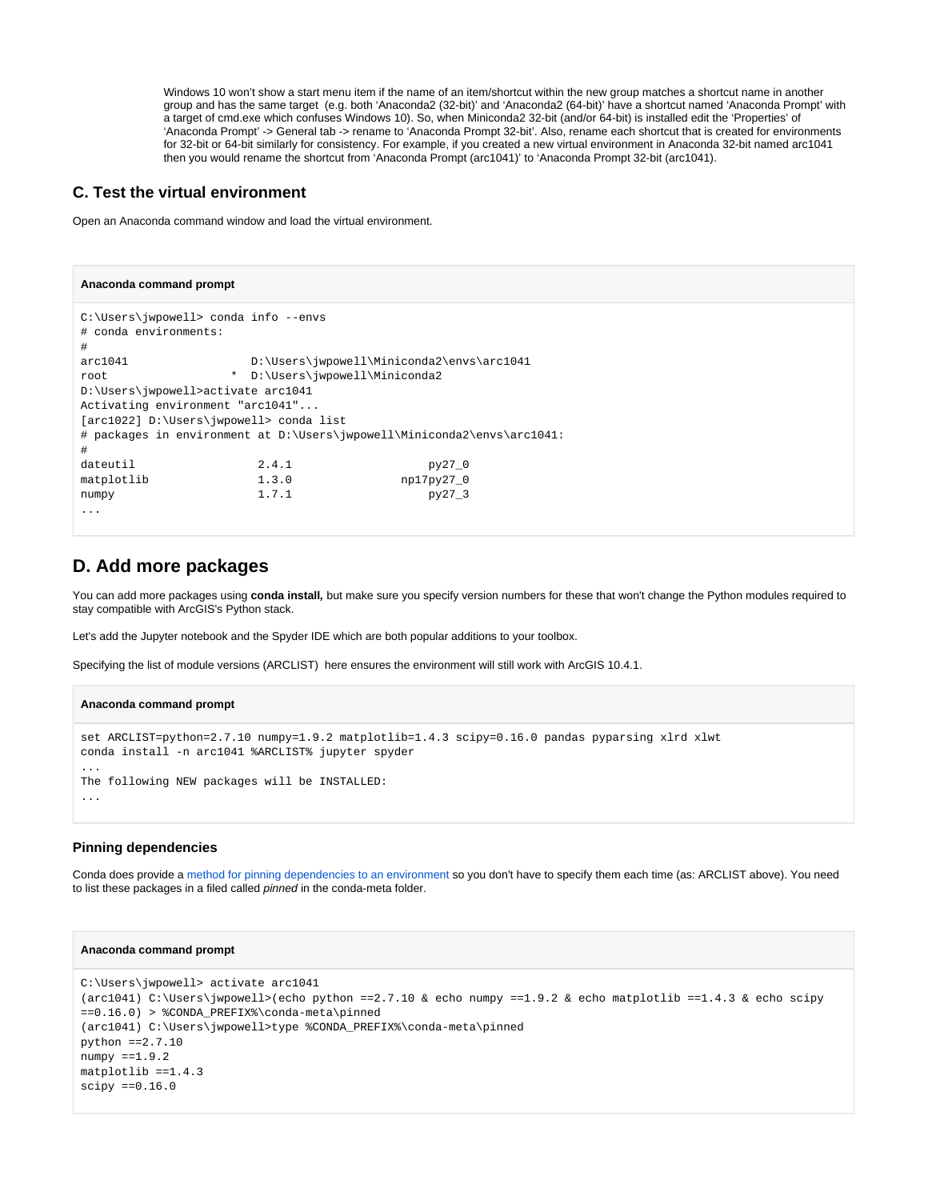Windows 10 won't show a start menu item if the name of an item/shortcut within the new group matches a shortcut name in another group and has the same target (e.g. both 'Anaconda2 (32-bit)' and 'Anaconda2 (64-bit)' have a shortcut named 'Anaconda Prompt' with a target of cmd.exe which confuses Windows 10). So, when Miniconda2 32-bit (and/or 64-bit) is installed edit the 'Properties' of 'Anaconda Prompt' -> General tab -> rename to 'Anaconda Prompt 32-bit'. Also, rename each shortcut that is created for environments for 32-bit or 64-bit similarly for consistency. For example, if you created a new virtual environment in Anaconda 32-bit named arc1041 then you would rename the shortcut from 'Anaconda Prompt (arc1041)' to 'Anaconda Prompt 32-bit (arc1041).

### C. Test the virtual environment

Open an Anaconda command window and load the virtual environment.

**Anaconda command prompt**

```
C:\Users\jwpowell> conda info --envs
# conda environments:
#
arc1041                  D:\Users\jwpowell\Miniconda2\envs\arc1041
root                  *  D:\Users\jwpowell\Miniconda2
D:\Users\jwpowell>activate arc1041
Activating environment "arc1041"...
[arc1022] D:\Users\jwpowell> conda list
# packages in environment at D:\Users\jwpowell\Miniconda2\envs\arc1041:
#
dateutil                  2.4.1                    py27_0
matplotlib                1.3.0                np17py27_0
numpy                     1.7.1                    py27_3
...
```

## D. Add more packages

You can add more packages using **conda install,** but make sure you specify version numbers for these that won't change the Python modules required to stay compatible with ArcGIS's Python stack.

Let's add the Jupyter notebook and the Spyder IDE which are both popular additions to your toolbox.

Specifying the list of module versions (ARCLIST) here ensures the environment will still work with ArcGIS 10.4.1.

**Anaconda command prompt**

```
set ARCLIST=python=2.7.10 numpy=1.9.2 matplotlib=1.4.3 scipy=0.16.0 pandas pyparsing xlrd xlwt
conda install -n arc1041 %ARCLIST% jupyter spyder
...
The following NEW packages will be INSTALLED:
...
```

### Pinning dependencies

Conda does provide a method for pinning dependencies to an environment so you don't have to specify them each time (as: ARCLIST above). You need to list these packages in a filed called *pinned* in the conda-meta folder.

**Anaconda command prompt**

```
C:\Users\jwpowell> activate arc1041
(arc1041) C:\Users\jwpowell>(echo python ==2.7.10 & echo numpy ==1.9.2 & echo matplotlib ==1.4.3 & echo scipy
==0.16.0) > %CONDA_PREFIX%\conda-meta\pinned
(arc1041) C:\Users\jwpowell>type %CONDA_PREFIX%\conda-meta\pinned
python ==2.7.10
numpy ==1.9.2
matplotlib ==1.4.3
scipy ==0.16.0
```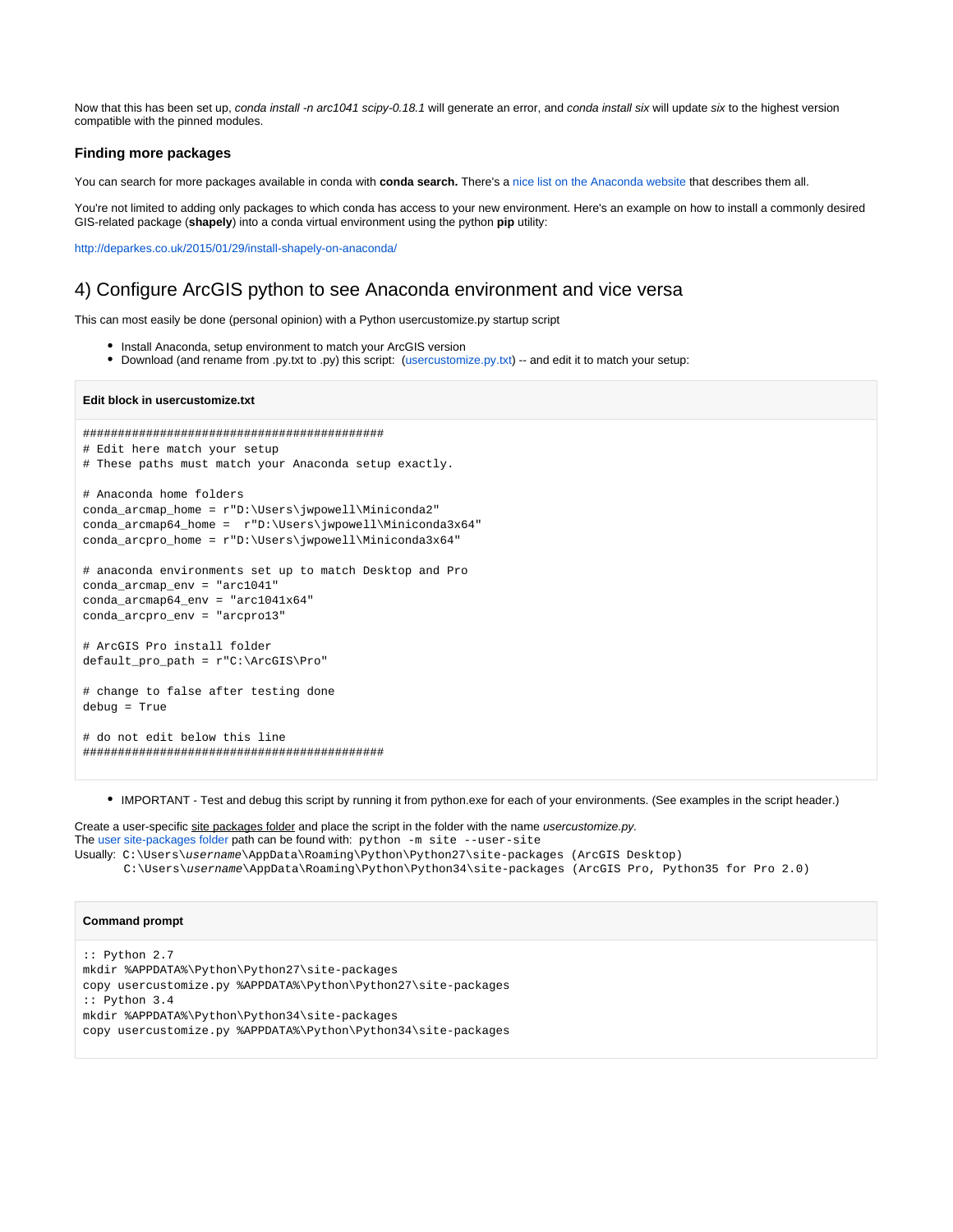Now that this has been set up, *conda install -n arc1041 scipy-0.18.1* will generate an error, and *conda install six* will update *six* to the highest version compatible with the pinned modules.

### Finding more packages

You can search for more packages available in conda with **conda search.** There's a nice list on the Anaconda website that describes them all.

You're not limited to adding only packages to which conda has access to your new environment. Here's an example on how to install a commonly desired GIS-related package (**shapely**) into a conda virtual environment using the python **pip** utility:

http://deparkes.co.uk/2015/01/29/install-shapely-on-anaconda/

## 4) Configure ArcGIS python to see Anaconda environment and vice versa

This can most easily be done (personal opinion) with a Python usercustomize.py startup script

- Install Anaconda, setup environment to match your ArcGIS version
- Download (and rename from .py.txt to .py) this script: (usercustomize.py.txt) -- and edit it to match your setup:

**Edit block in usercustomize.txt**

```
############################################
# Edit here match your setup
# These paths must match your Anaconda setup exactly.

# Anaconda home folders
conda_arcmap_home = r"D:\Users\jwpowell\Miniconda2"
conda_arcmap64_home =  r"D:\Users\jwpowell\Miniconda3x64"
conda_arcpro_home = r"D:\Users\jwpowell\Miniconda3x64"

# anaconda environments set up to match Desktop and Pro
conda_arcmap_env = "arc1041"
conda_arcmap64_env = "arc1041x64"
conda_arcpro_env = "arcpro13"

# ArcGIS Pro install folder
default_pro_path = r"C:\ArcGIS\Pro"

# change to false after testing done
debug = True

# do not edit below this line
############################################
```

- IMPORTANT - Test and debug this script by running it from python.exe for each of your environments. (See examples in the script header.)

Create a user-specific site packages folder and place the script in the folder with the name *usercustomize.py.*
The user site-packages folder path can be found with: `python -m site --user-site`
Usually: `C:\Users\username\AppData\Roaming\Python\Python27\site-packages (ArcGIS Desktop)`
`C:\Users\username\AppData\Roaming\Python\Python34\site-packages (ArcGIS Pro, Python35 for Pro 2.0)`

**Command prompt**

```
:: Python 2.7
mkdir %APPDATA%\Python\Python27\site-packages
copy usercustomize.py %APPDATA%\Python\Python27\site-packages
:: Python 3.4
mkdir %APPDATA%\Python\Python34\site-packages
copy usercustomize.py %APPDATA%\Python\Python34\site-packages
```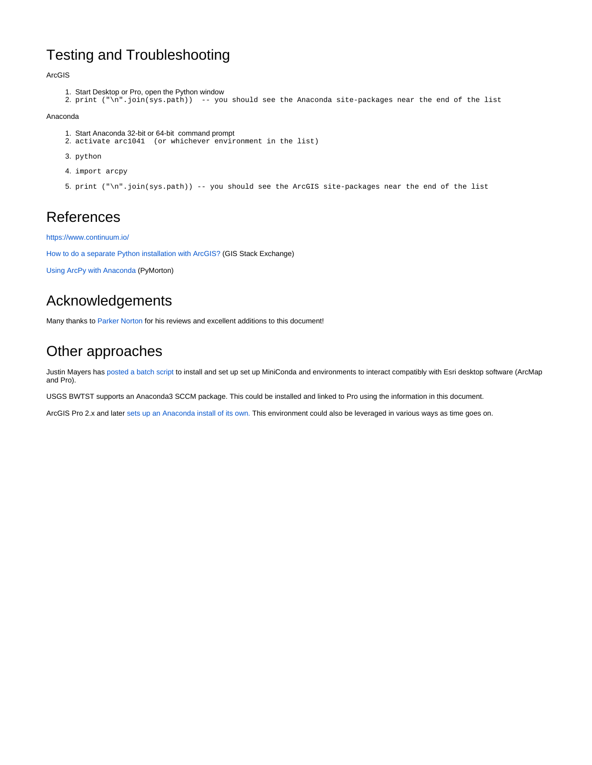# Testing and Troubleshooting

ArcGIS

1. Start Desktop or Pro, open the Python window
2. `print ("\n".join(sys.path))  -- you should see the Anaconda site-packages near the end of the list`

Anaconda

1. Start Anaconda 32-bit or 64-bit  command prompt
2. `activate arc1041  (or whichever environment in the list)`
3. `python`
4. `import arcpy`
5. `print ("\n".join(sys.path)) -- you should see the ArcGIS site-packages near the end of the list`

# References

https://www.continuum.io/

How to do a separate Python installation with ArcGIS? (GIS Stack Exchange)

Using ArcPy with Anaconda (PyMorton)

# Acknowledgements

Many thanks to Parker Norton for his reviews and excellent additions to this document!

# Other approaches

Justin Mayers has posted a batch script to install and set up set up MiniConda and environments to interact compatibly with Esri desktop software (ArcMap and Pro).

USGS BWTST supports an Anaconda3 SCCM package. This could be installed and linked to Pro using the information in this document.

ArcGIS Pro 2.x and later sets up an Anaconda install of its own. This environment could also be leveraged in various ways as time goes on.